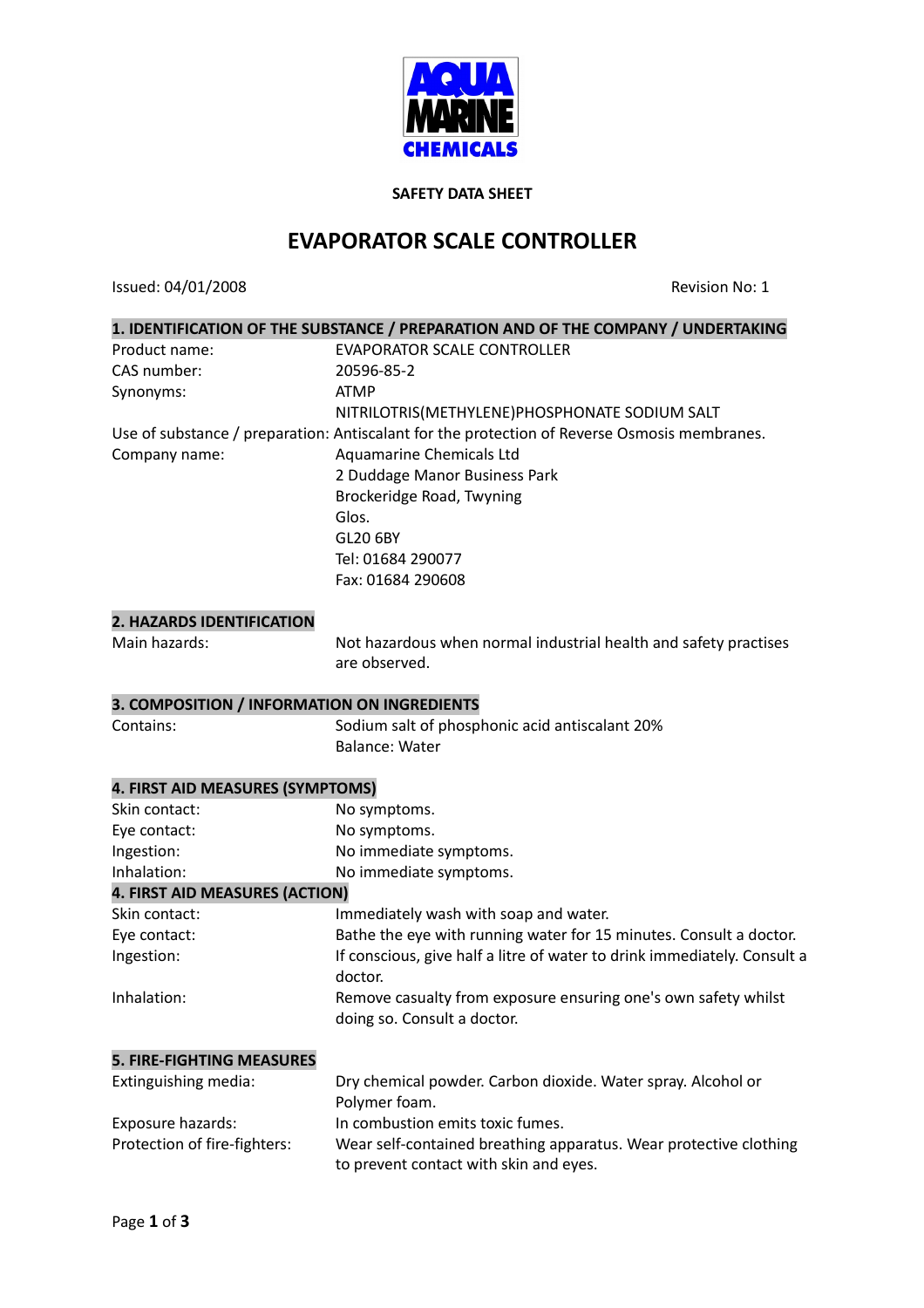**AQUA MARINE CHEMICALS**

**SAFETY DATA SHEET**

# EVAPORATOR SCALE CONTROLLER

Issued: 04/01/2008 Revision No: 1

## 1. IDENTIFICATION OF THE SUBSTANCE / PREPARATION AND OF THE COMPANY / UNDERTAKING

| | |
|---|---|
| Product name: | EVAPORATOR SCALE CONTROLLER |
| CAS number: | 20596-85-2 |
| Synonyms: | ATMP<br>NITRILOTRIS(METHYLENE)PHOSPHONATE SODIUM SALT |

Use of substance / preparation: Antiscalant for the protection of Reverse Osmosis membranes.

| | |
|---|---|
| Company name: | Aquamarine Chemicals Ltd<br>2 Duddage Manor Business Park<br>Brockeridge Road, Twyning<br>Glos.<br>GL20 6BY<br>Tel: 01684 290077<br>Fax: 01684 290608 |

## 2. HAZARDS IDENTIFICATION

| | |
|---|---|
| Main hazards: | Not hazardous when normal industrial health and safety practises are observed. |

## 3. COMPOSITION / INFORMATION ON INGREDIENTS

| | |
|---|---|
| Contains: | Sodium salt of phosphonic acid antiscalant 20%<br>Balance: Water |

## 4. FIRST AID MEASURES (SYMPTOMS)

| | |
|---|---|
| Skin contact: | No symptoms. |
| Eye contact: | No symptoms. |
| Ingestion: | No immediate symptoms. |
| Inhalation: | No immediate symptoms. |

## 4. FIRST AID MEASURES (ACTION)

| | |
|---|---|
| Skin contact: | Immediately wash with soap and water. |
| Eye contact: | Bathe the eye with running water for 15 minutes. Consult a doctor. |
| Ingestion: | If conscious, give half a litre of water to drink immediately. Consult a doctor. |
| Inhalation: | Remove casualty from exposure ensuring one's own safety whilst doing so. Consult a doctor. |

## 5. FIRE-FIGHTING MEASURES

| | |
|---|---|
| Extinguishing media: | Dry chemical powder. Carbon dioxide. Water spray. Alcohol or Polymer foam. |
| Exposure hazards: | In combustion emits toxic fumes. |
| Protection of fire-fighters: | Wear self-contained breathing apparatus. Wear protective clothing to prevent contact with skin and eyes. |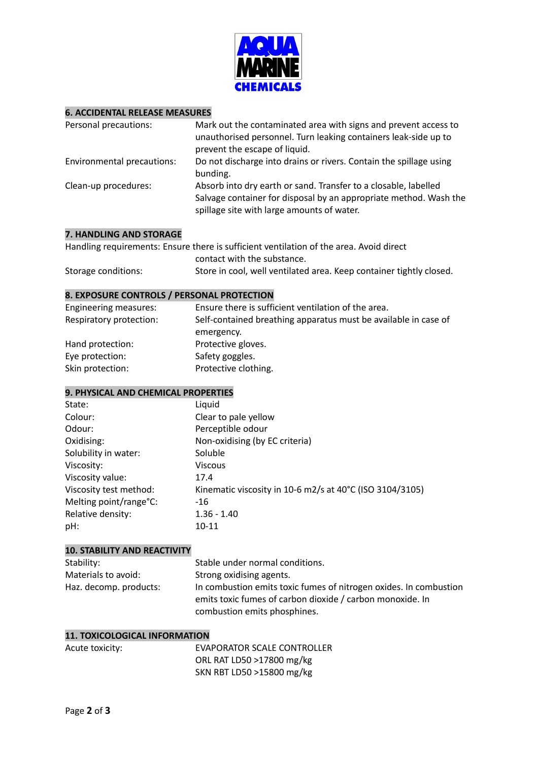## 6. ACCIDENTAL RELEASE MEASURES

| | |
|---|---|
| Personal precautions: | Mark out the contaminated area with signs and prevent access to unauthorised personnel. Turn leaking containers leak-side up to prevent the escape of liquid. |
| Environmental precautions: | Do not discharge into drains or rivers. Contain the spillage using bunding. |
| Clean-up procedures: | Absorb into dry earth or sand. Transfer to a closable, labelled Salvage container for disposal by an appropriate method. Wash the spillage site with large amounts of water. |

## 7. HANDLING AND STORAGE

| | |
|---|---|
| Handling requirements: | Ensure there is sufficient ventilation of the area. Avoid direct contact with the substance. |
| Storage conditions: | Store in cool, well ventilated area. Keep container tightly closed. |

## 8. EXPOSURE CONTROLS / PERSONAL PROTECTION

| | |
|---|---|
| Engineering measures: | Ensure there is sufficient ventilation of the area. |
| Respiratory protection: | Self-contained breathing apparatus must be available in case of emergency. |
| Hand protection: | Protective gloves. |
| Eye protection: | Safety goggles. |
| Skin protection: | Protective clothing. |

## 9. PHYSICAL AND CHEMICAL PROPERTIES

| | |
|---|---|
| State: | Liquid |
| Colour: | Clear to pale yellow |
| Odour: | Perceptible odour |
| Oxidising: | Non-oxidising (by EC criteria) |
| Solubility in water: | Soluble |
| Viscosity: | Viscous |
| Viscosity value: | 17.4 |
| Viscosity test method: | Kinematic viscosity in 10-6 m2/s at 40°C (ISO 3104/3105) |
| Melting point/range°C: | -16 |
| Relative density: | 1.36 - 1.40 |
| pH: | 10-11 |

## 10. STABILITY AND REACTIVITY

| | |
|---|---|
| Stability: | Stable under normal conditions. |
| Materials to avoid: | Strong oxidising agents. |
| Haz. decomp. products: | In combustion emits toxic fumes of nitrogen oxides. In combustion emits toxic fumes of carbon dioxide / carbon monoxide. In combustion emits phosphines. |

## 11. TOXICOLOGICAL INFORMATION

| | |
|---|---|
| Acute toxicity: | EVAPORATOR SCALE CONTROLLER<br>ORL RAT LD50 >17800 mg/kg<br>SKN RBT LD50 >15800 mg/kg |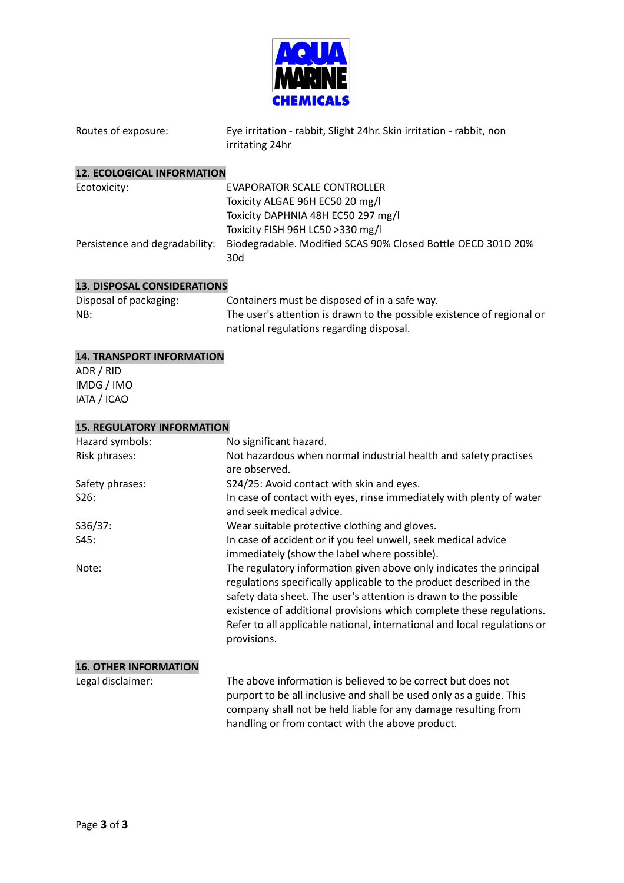| | |
|---|---|
| Routes of exposure: | Eye irritation - rabbit, Slight 24hr. Skin irritation - rabbit, non irritating 24hr |

## 12. ECOLOGICAL INFORMATION

| | |
|---|---|
| Ecotoxicity: | EVAPORATOR SCALE CONTROLLER<br>Toxicity ALGAE 96H EC50 20 mg/l<br>Toxicity DAPHNIA 48H EC50 297 mg/l<br>Toxicity FISH 96H LC50 >330 mg/l |
| Persistence and degradability: | Biodegradable. Modified SCAS 90% Closed Bottle OECD 301D 20% 30d |

## 13. DISPOSAL CONSIDERATIONS

| | |
|---|---|
| Disposal of packaging: | Containers must be disposed of in a safe way. |
| NB: | The user's attention is drawn to the possible existence of regional or national regulations regarding disposal. |

## 14. TRANSPORT INFORMATION

ADR / RID
IMDG / IMO
IATA / ICAO

## 15. REGULATORY INFORMATION

| | |
|---|---|
| Hazard symbols: | No significant hazard. |
| Risk phrases: | Not hazardous when normal industrial health and safety practises are observed. |
| Safety phrases: | S24/25: Avoid contact with skin and eyes. |
| S26: | In case of contact with eyes, rinse immediately with plenty of water and seek medical advice. |
| S36/37: | Wear suitable protective clothing and gloves. |
| S45: | In case of accident or if you feel unwell, seek medical advice immediately (show the label where possible). |
| Note: | The regulatory information given above only indicates the principal regulations specifically applicable to the product described in the safety data sheet. The user's attention is drawn to the possible existence of additional provisions which complete these regulations. Refer to all applicable national, international and local regulations or provisions. |

## 16. OTHER INFORMATION

| | |
|---|---|
| Legal disclaimer: | The above information is believed to be correct but does not purport to be all inclusive and shall be used only as a guide. This company shall not be held liable for any damage resulting from handling or from contact with the above product. |